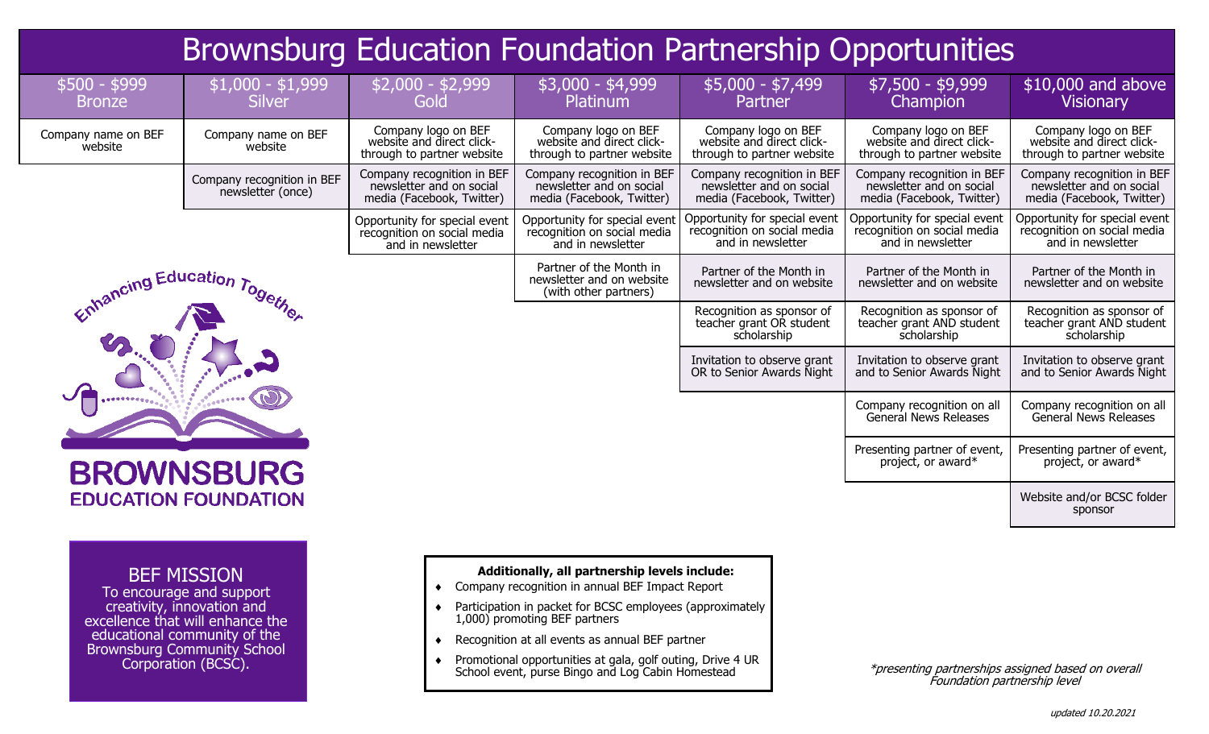# Brownsburg Education Foundation Partnership Opportunities

| $500 - $999 Bronze | $1,000 - $1,999 Silver | $2,000 - $2,999 Gold | $3,000 - $4,999 Platinum | $5,000 - $7,499 Partner | $7,500 - $9,999 Champion | $10,000 and above Visionary |
|---|---|---|---|---|---|---|
| Company name on BEF website | Company name on BEF website | Company logo on BEF website and direct click-through to partner website | Company logo on BEF website and direct click-through to partner website | Company logo on BEF website and direct click-through to partner website | Company logo on BEF website and direct click-through to partner website | Company logo on BEF website and direct click-through to partner website |
| | Company recognition in BEF newsletter (once) | Company recognition in BEF newsletter and on social media (Facebook, Twitter) | Company recognition in BEF newsletter and on social media (Facebook, Twitter) | Company recognition in BEF newsletter and on social media (Facebook, Twitter) | Company recognition in BEF newsletter and on social media (Facebook, Twitter) | Company recognition in BEF newsletter and on social media (Facebook, Twitter) |
| | | Opportunity for special event recognition on social media and in newsletter | Opportunity for special event recognition on social media and in newsletter | Opportunity for special event recognition on social media and in newsletter | Opportunity for special event recognition on social media and in newsletter | Opportunity for special event recognition on social media and in newsletter |
| | | | Partner of the Month in newsletter and on website (with other partners) | Partner of the Month in newsletter and on website | Partner of the Month in newsletter and on website | Partner of the Month in newsletter and on website |
| | | | | Recognition as sponsor of teacher grant OR student scholarship | Recognition as sponsor of teacher grant AND student scholarship | Recognition as sponsor of teacher grant AND student scholarship |
| | | | | Invitation to observe grant OR to Senior Awards Night | Invitation to observe grant and to Senior Awards Night | Invitation to observe grant and to Senior Awards Night |
| | | | | | Company recognition on all General News Releases | Company recognition on all General News Releases |
| | | | | | Presenting partner of event, project, or award* | Presenting partner of event, project, or award* |
| | | | | | | Website and/or BCSC folder sponsor |

Enhancing Education Together

BROWNSBURG EDUCATION FOUNDATION

## BEF MISSION

To encourage and support creativity, innovation and excellence that will enhance the educational community of the Brownsburg Community School Corporation (BCSC).

**Additionally, all partnership levels include:**

- Company recognition in annual BEF Impact Report
- Participation in packet for BCSC employees (approximately 1,000) promoting BEF partners
- Recognition at all events as annual BEF partner
- Promotional opportunities at gala, golf outing, Drive 4 UR School event, purse Bingo and Log Cabin Homestead

*\*presenting partnerships assigned based on overall Foundation partnership level*

*updated 10.20.2021*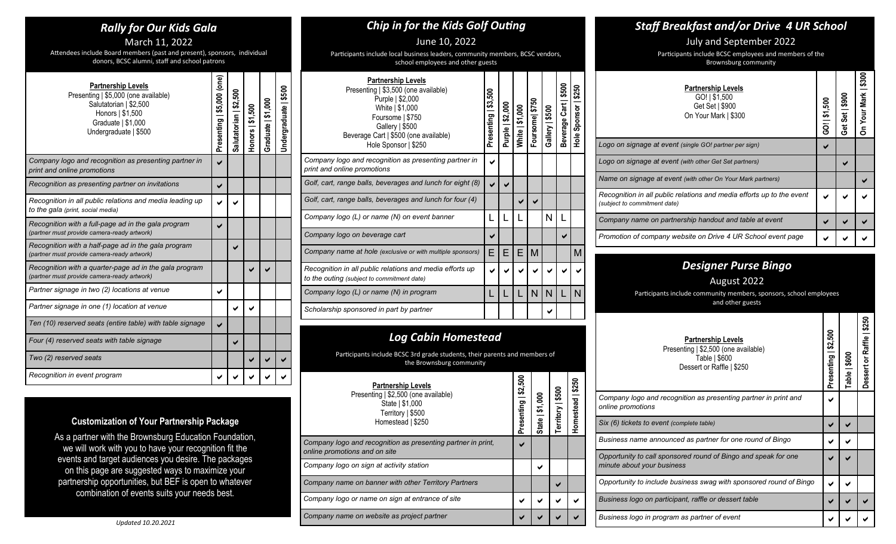## *Rally for Our Kids Gala*

March 11, 2022

Attendees include Board members (past and present), sponsors, individual donors, BCSC alumni, staff and school patrons

| **Partnership Levels**<br>Presenting \| $5,000 (one available)<br>Salutatorian \| $2,500<br>Honors \| $1,500<br>Graduate \| $1,000<br>Undergraduate \| $500 | Presenting \| $5,000 (one) | Salutatorian \| $2,500 | Honors \| $1,500 | Graduate \| $1,000 | Undergraduate \| $500 |
|---|---|---|---|---|---|
| *Company logo and recognition as presenting partner in print and online promotions* | ✔ | | | | |
| *Recognition as presenting partner on invitations* | ✔ | | | | |
| *Recognition in all public relations and media leading up to the gala (print, social media)* | ✔ | ✔ | | | |
| *Recognition with a full-page ad in the gala program (partner must provide camera-ready artwork)* | ✔ | | | | |
| *Recognition with a half-page ad in the gala program (partner must provide camera-ready artwork)* | | ✔ | | | |
| *Recognition with a quarter-page ad in the gala program (partner must provide camera-ready artwork)* | | | ✔ | ✔ | |
| *Partner signage in two (2) locations at venue* | ✔ | | | | |
| *Partner signage in one (1) location at venue* | | ✔ | ✔ | | |
| *Ten (10) reserved seats (entire table) with table signage* | ✔ | | | | |
| *Four (4) reserved seats with table signage* | | ✔ | | | |
| *Two (2) reserved seats* | | | ✔ | ✔ | ✔ |
| *Recognition in event program* | ✔ | ✔ | ✔ | ✔ | ✔ |

### Customization of Your Partnership Package

As a partner with the Brownsburg Education Foundation, we will work with you to have your recognition fit the events and target audiences you desire. The packages on this page are suggested ways to maximize your partnership opportunities, but BEF is open to whatever combination of events suits your needs best.

*Updated 10.20.2021*

## *Chip in for the Kids Golf Outing*

June 10, 2022

Participants include local business leaders, community members, BCSC vendors, school employees and other guests

| **Partnership Levels**<br>Presenting \| $3,500 (one available)<br>Purple \| $2,000<br>White \| $1,000<br>Foursome \| $750<br>Gallery \| $500<br>Beverage Cart \| $500 (one available)<br>Hole Sponsor \| $250 | Presenting \| $3,500 | Purple \| $2,000 | White \| $1,000 | Foursome\| $750 | Gallery \| $500 | Beverage Cart \| $500 | Hole Sponsor \| $250 |
|---|---|---|---|---|---|---|---|
| *Company logo and recognition as presenting partner in print and online promotions* | ✔ | | | | | | |
| *Golf, cart, range balls, beverages and lunch for eight (8)* | ✔ | ✔ | | | | | |
| *Golf, cart, range balls, beverages and lunch for four (4)* | | | ✔ | ✔ | | | |
| *Company logo (L) or name (N) on event banner* | L | L | L | | N | L | |
| *Company logo on beverage cart* | ✔ | | | | | ✔ | |
| *Company name at hole (exclusive or with multiple sponsors)* | E | E | E | M | | | M |
| *Recognition in all public relations and media efforts up to the outing (subject to commitment date)* | ✔ | ✔ | ✔ | ✔ | ✔ | ✔ | ✔ |
| *Company logo (L) or name (N) in program* | L | L | L | N | N | L | N |
| *Scholarship sponsored in part by partner* | | | | | ✔ | | |

## *Log Cabin Homestead*

Participants include BCSC 3rd grade students, their parents and members of the Brownsburg community

| **Partnership Levels**<br>Presenting \| $2,500 (one available)<br>State \| $1,000<br>Territory \| $500<br>Homestead \| $250 | Presenting \| $2,500 | State \| $1,000 | Territory \| $500 | Homestead \| $250 |
|---|---|---|---|---|
| *Company logo and recognition as presenting partner in print, online promotions and on site* | ✔ | | | |
| *Company logo on sign at activity station* | | ✔ | | |
| *Company name on banner with other Territory Partners* | | | ✔ | |
| *Company logo or name on sign at entrance of site* | ✔ | ✔ | ✔ | ✔ |
| *Company name on website as project partner* | ✔ | ✔ | ✔ | ✔ |

## *Staff Breakfast and/or Drive 4 UR School*

July and September 2022

Participants include BCSC employees and members of the Brownsburg community

| **Partnership Levels**<br>GO! \| $1,500<br>Get Set \| $900<br>On Your Mark \| $300 | GO! \| $1,500 | Get Set \| $900 | On Your Mark \| $300 |
|---|---|---|---|
| *Logo on signage at event (single GO! partner per sign)* | ✔ | | |
| *Logo on signage at event (with other Get Set partners)* | | ✔ | |
| *Name on signage at event (with other On Your Mark partners)* | | | ✔ |
| *Recognition in all public relations and media efforts up to the event (subject to commitment date)* | ✔ | ✔ | ✔ |
| *Company name on partnership handout and table at event* | ✔ | ✔ | ✔ |
| *Promotion of company website on Drive 4 UR School event page* | ✔ | ✔ | ✔ |

## *Designer Purse Bingo*

August 2022

Participants include community members, sponsors, school employees and other guests

| **Partnership Levels**<br>Presenting \| $2,500 (one available)<br>Table \| $600<br>Dessert or Raffle \| $250 | Presenting \| $2,500 | Table \| $600 | Dessert or Raffle \| $250 |
|---|---|---|---|
| *Company logo and recognition as presenting partner in print and online promotions* | ✔ | | |
| *Six (6) tickets to event (complete table)* | ✔ | ✔ | |
| *Business name announced as partner for one round of Bingo* | ✔ | ✔ | |
| *Opportunity to call sponsored round of Bingo and speak for one minute about your business* | ✔ | ✔ | |
| *Opportunity to include business swag with sponsored round of Bingo* | ✔ | ✔ | |
| *Business logo on participant, raffle or dessert table* | ✔ | ✔ | ✔ |
| *Business logo in program as partner of event* | ✔ | ✔ | ✔ |